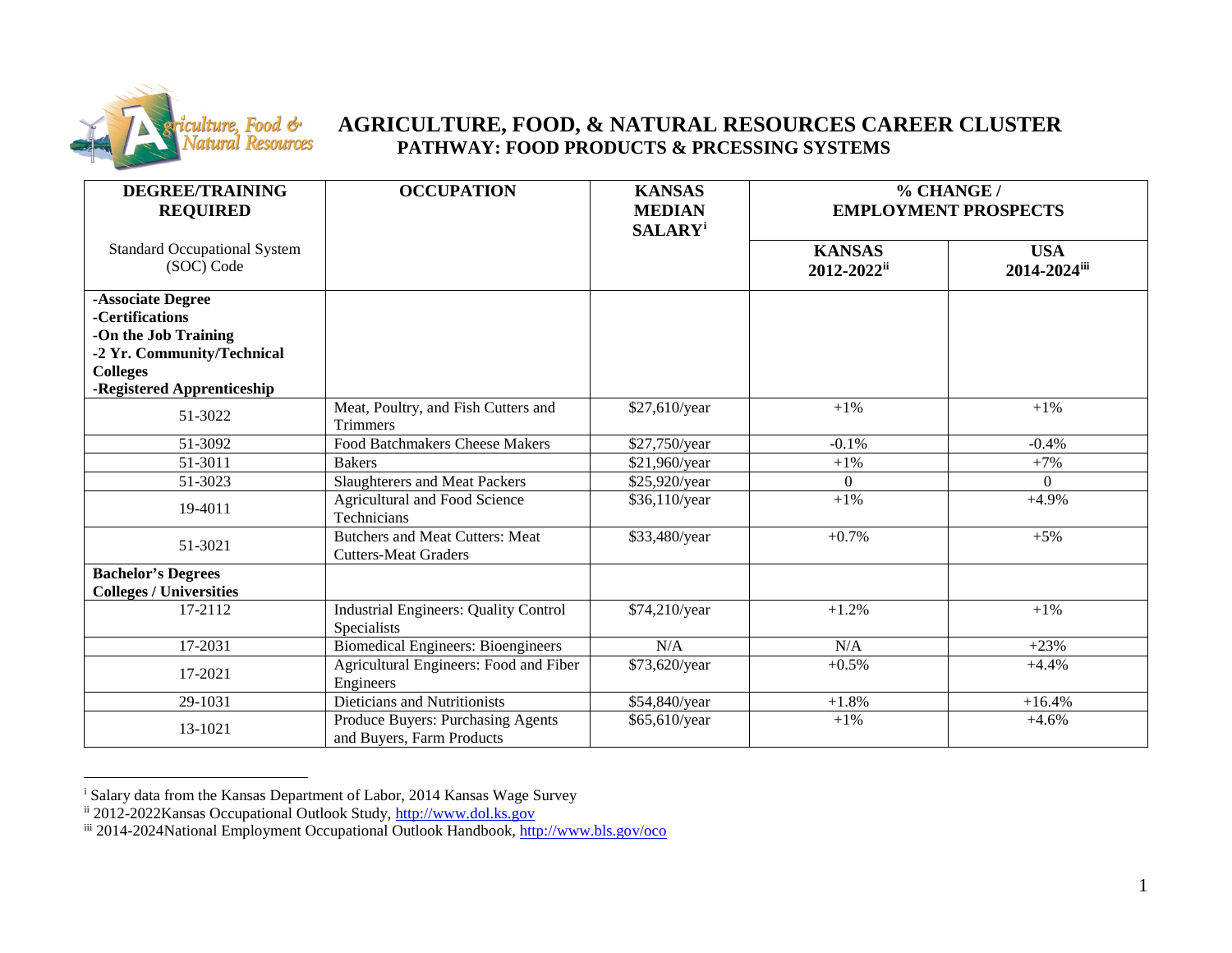# AGRICULTURE, FOOD, & NATURAL RESOURCES CAREER CLUSTER

## PATHWAY: FOOD PRODUCTS & PRCESSING SYSTEMS

| DEGREE/TRAINING REQUIRED<br><br>Standard Occupational System (SOC) Code | OCCUPATION | KANSAS MEDIAN SALARY[i] | % CHANGE / EMPLOYMENT PROSPECTS | |
|---|---|---|---|---|
| | | | KANSAS 2012-2022[ii] | USA 2014-2024[iii] |
| **-Associate Degree**<br>**-Certifications**<br>**-On the Job Training**<br>**-2 Yr. Community/Technical Colleges**<br>**-Registered Apprenticeship** | | | | |
| 51-3022 | Meat, Poultry, and Fish Cutters and Trimmers | $27,610/year | +1% | +1% |
| 51-3092 | Food Batchmakers Cheese Makers | $27,750/year | -0.1% | -0.4% |
| 51-3011 | Bakers | $21,960/year | +1% | +7% |
| 51-3023 | Slaughterers and Meat Packers | $25,920/year | 0 | 0 |
| 19-4011 | Agricultural and Food Science Technicians | $36,110/year | +1% | +4.9% |
| 51-3021 | Butchers and Meat Cutters: Meat Cutters-Meat Graders | $33,480/year | +0.7% | +5% |
| **Bachelor's Degrees**<br>**Colleges / Universities** | | | | |
| 17-2112 | Industrial Engineers: Quality Control Specialists | $74,210/year | +1.2% | +1% |
| 17-2031 | Biomedical Engineers: Bioengineers | N/A | N/A | +23% |
| 17-2021 | Agricultural Engineers: Food and Fiber Engineers | $73,620/year | +0.5% | +4.4% |
| 29-1031 | Dieticians and Nutritionists | $54,840/year | +1.8% | +16.4% |
| 13-1021 | Produce Buyers: Purchasing Agents and Buyers, Farm Products | $65,610/year | +1% | +4.6% |

[i] Salary data from the Kansas Department of Labor, 2014 Kansas Wage Survey

[ii] 2012-2022Kansas Occupational Outlook Study, http://www.dol.ks.gov

[iii] 2014-2024National Employment Occupational Outlook Handbook, http://www.bls.gov/oco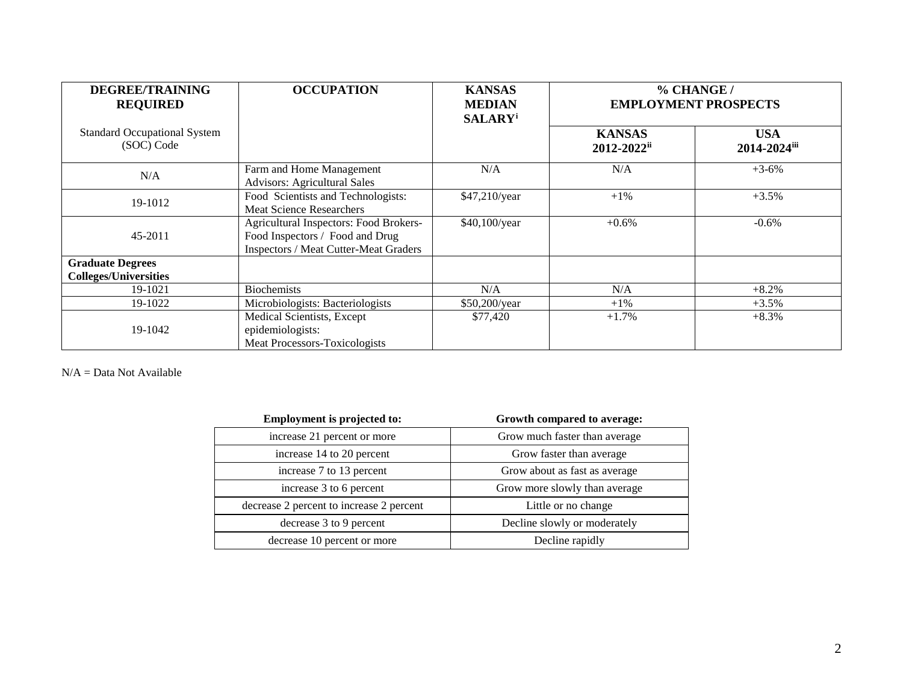| DEGREE/TRAINING REQUIRED<br><br>Standard Occupational System (SOC) Code | OCCUPATION | KANSAS MEDIAN SALARY[i] | % CHANGE / EMPLOYMENT PROSPECTS | |
|---|---|---|---|---|
| | | | KANSAS 2012-2022[ii] | USA 2014-2024[iii] |
| N/A | Farm and Home Management Advisors: Agricultural Sales | N/A | N/A | +3-6% |
| 19-1012 | Food Scientists and Technologists: Meat Science Researchers | $47,210/year | +1% | +3.5% |
| 45-2011 | Agricultural Inspectors: Food Brokers-Food Inspectors / Food and Drug Inspectors / Meat Cutter-Meat Graders | $40,100/year | +0.6% | -0.6% |
| **Graduate Degrees Colleges/Universities** | | | | |
| 19-1021 | Biochemists | N/A | N/A | +8.2% |
| 19-1022 | Microbiologists: Bacteriologists | $50,200/year | +1% | +3.5% |
| 19-1042 | Medical Scientists, Except epidemiologists: Meat Processors-Toxicologists | $77,420 | +1.7% | +8.3% |

N/A = Data Not Available

| Employment is projected to: | Growth compared to average: |
|---|---|
| increase 21 percent or more | Grow much faster than average |
| increase 14 to 20 percent | Grow faster than average |
| increase 7 to 13 percent | Grow about as fast as average |
| increase 3 to 6 percent | Grow more slowly than average |
| decrease 2 percent to increase 2 percent | Little or no change |
| decrease 3 to 9 percent | Decline slowly or moderately |
| decrease 10 percent or more | Decline rapidly |